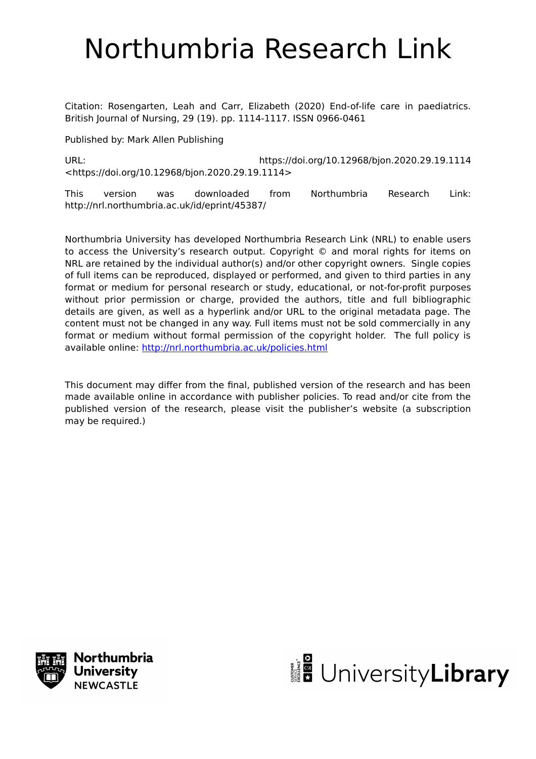# Northumbria Research Link

Citation: Rosengarten, Leah and Carr, Elizabeth (2020) End-of-life care in paediatrics. British Journal of Nursing, 29 (19). pp. 1114-1117. ISSN 0966-0461

Published by: Mark Allen Publishing

URL: https://doi.org/10.12968/bjon.2020.29.19.1114 <https://doi.org/10.12968/bjon.2020.29.19.1114>

This version was downloaded from Northumbria Research Link: http://nrl.northumbria.ac.uk/id/eprint/45387/

Northumbria University has developed Northumbria Research Link (NRL) to enable users to access the University's research output. Copyright © and moral rights for items on NRL are retained by the individual author(s) and/or other copyright owners. Single copies of full items can be reproduced, displayed or performed, and given to third parties in any format or medium for personal research or study, educational, or not-for-profit purposes without prior permission or charge, provided the authors, title and full bibliographic details are given, as well as a hyperlink and/or URL to the original metadata page. The content must not be changed in any way. Full items must not be sold commercially in any format or medium without formal permission of the copyright holder. The full policy is available online: http://nrl.northumbria.ac.uk/policies.html

This document may differ from the final, published version of the research and has been made available online in accordance with publisher policies. To read and/or cite from the published version of the research, please visit the publisher's website (a subscription may be required.)

Northumbria University NEWCASTLE

UniversityLibrary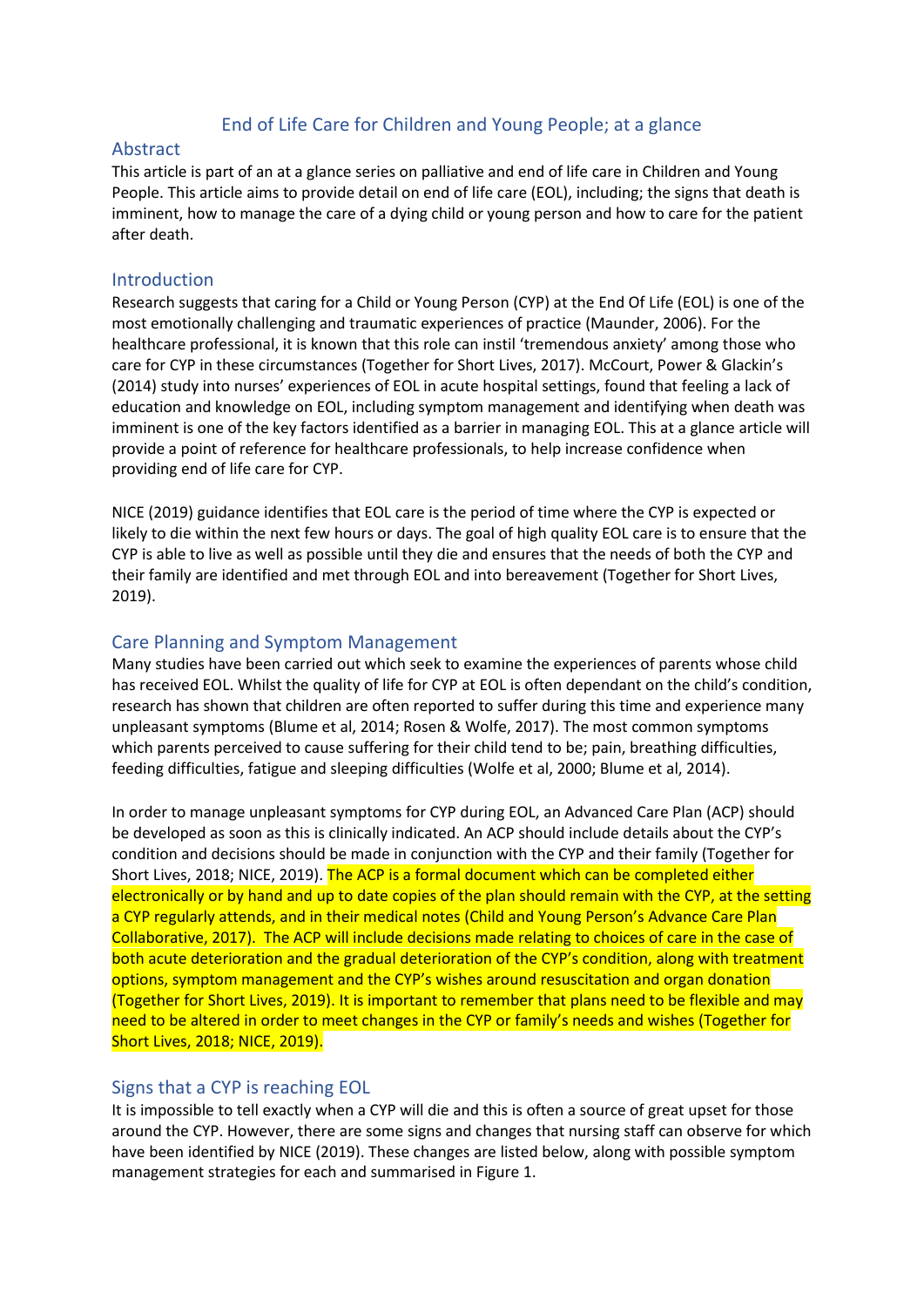# End of Life Care for Children and Young People; at a glance

## Abstract

This article is part of an at a glance series on palliative and end of life care in Children and Young People. This article aims to provide detail on end of life care (EOL), including; the signs that death is imminent, how to manage the care of a dying child or young person and how to care for the patient after death.

## Introduction

Research suggests that caring for a Child or Young Person (CYP) at the End Of Life (EOL) is one of the most emotionally challenging and traumatic experiences of practice (Maunder, 2006). For the healthcare professional, it is known that this role can instil 'tremendous anxiety' among those who care for CYP in these circumstances (Together for Short Lives, 2017). McCourt, Power & Glackin's (2014) study into nurses' experiences of EOL in acute hospital settings, found that feeling a lack of education and knowledge on EOL, including symptom management and identifying when death was imminent is one of the key factors identified as a barrier in managing EOL. This at a glance article will provide a point of reference for healthcare professionals, to help increase confidence when providing end of life care for CYP.

NICE (2019) guidance identifies that EOL care is the period of time where the CYP is expected or likely to die within the next few hours or days. The goal of high quality EOL care is to ensure that the CYP is able to live as well as possible until they die and ensures that the needs of both the CYP and their family are identified and met through EOL and into bereavement (Together for Short Lives, 2019).

## Care Planning and Symptom Management

Many studies have been carried out which seek to examine the experiences of parents whose child has received EOL. Whilst the quality of life for CYP at EOL is often dependant on the child's condition, research has shown that children are often reported to suffer during this time and experience many unpleasant symptoms (Blume et al, 2014; Rosen & Wolfe, 2017). The most common symptoms which parents perceived to cause suffering for their child tend to be; pain, breathing difficulties, feeding difficulties, fatigue and sleeping difficulties (Wolfe et al, 2000; Blume et al, 2014).

In order to manage unpleasant symptoms for CYP during EOL, an Advanced Care Plan (ACP) should be developed as soon as this is clinically indicated. An ACP should include details about the CYP's condition and decisions should be made in conjunction with the CYP and their family (Together for Short Lives, 2018; NICE, 2019). The ACP is a formal document which can be completed either electronically or by hand and up to date copies of the plan should remain with the CYP, at the setting a CYP regularly attends, and in their medical notes (Child and Young Person's Advance Care Plan Collaborative, 2017). The ACP will include decisions made relating to choices of care in the case of both acute deterioration and the gradual deterioration of the CYP's condition, along with treatment options, symptom management and the CYP's wishes around resuscitation and organ donation (Together for Short Lives, 2019). It is important to remember that plans need to be flexible and may need to be altered in order to meet changes in the CYP or family's needs and wishes (Together for Short Lives, 2018; NICE, 2019).

## Signs that a CYP is reaching EOL

It is impossible to tell exactly when a CYP will die and this is often a source of great upset for those around the CYP. However, there are some signs and changes that nursing staff can observe for which have been identified by NICE (2019). These changes are listed below, along with possible symptom management strategies for each and summarised in Figure 1.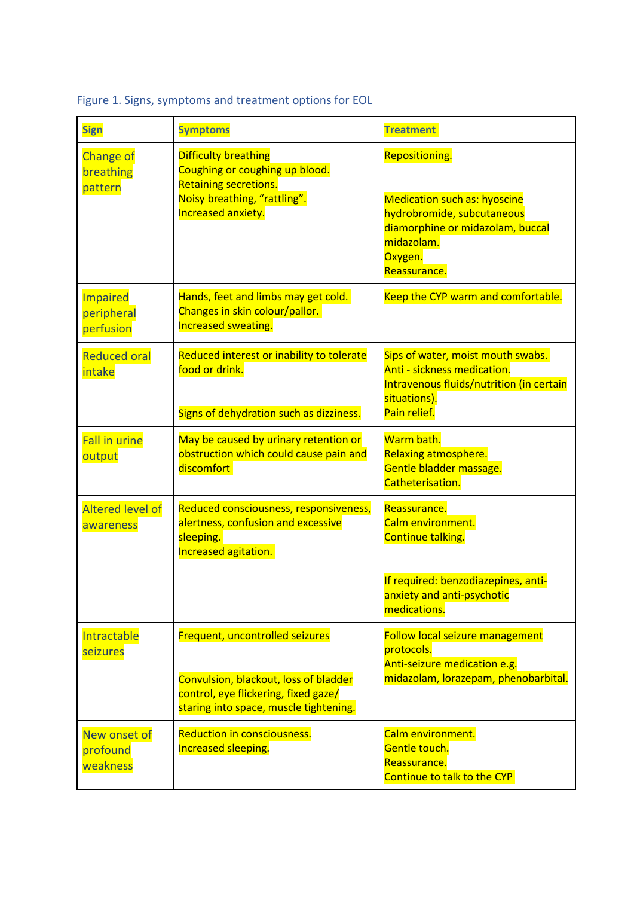Figure 1. Signs, symptoms and treatment options for EOL

| **Sign** | **Symptoms** | **Treatment** |
| --- | --- | --- |
| Change of breathing pattern | Difficulty breathing<br>Coughing or coughing up blood.<br>Retaining secretions.<br>Noisy breathing, "rattling".<br>Increased anxiety. | Repositioning.<br><br>Medication such as: hyoscine hydrobromide, subcutaneous diamorphine or midazolam, buccal midazolam.<br>Oxygen.<br>Reassurance. |
| Impaired peripheral perfusion | Hands, feet and limbs may get cold.<br>Changes in skin colour/pallor.<br>Increased sweating. | Keep the CYP warm and comfortable. |
| Reduced oral intake | Reduced interest or inability to tolerate food or drink.<br><br>Signs of dehydration such as dizziness. | Sips of water, moist mouth swabs.<br>Anti - sickness medication.<br>Intravenous fluids/nutrition (in certain situations).<br>Pain relief. |
| Fall in urine output | May be caused by urinary retention or obstruction which could cause pain and discomfort | Warm bath.<br>Relaxing atmosphere.<br>Gentle bladder massage.<br>Catheterisation. |
| Altered level of awareness | Reduced consciousness, responsiveness, alertness, confusion and excessive sleeping.<br>Increased agitation. | Reassurance.<br>Calm environment.<br>Continue talking.<br><br>If required: benzodiazepines, anti-anxiety and anti-psychotic medications. |
| Intractable seizures | Frequent, uncontrolled seizures<br><br>Convulsion, blackout, loss of bladder control, eye flickering, fixed gaze/ staring into space, muscle tightening. | Follow local seizure management protocols.<br>Anti-seizure medication e.g. midazolam, lorazepam, phenobarbital. |
| New onset of profound weakness | Reduction in consciousness.<br>Increased sleeping. | Calm environment.<br>Gentle touch.<br>Reassurance.<br>Continue to talk to the CYP |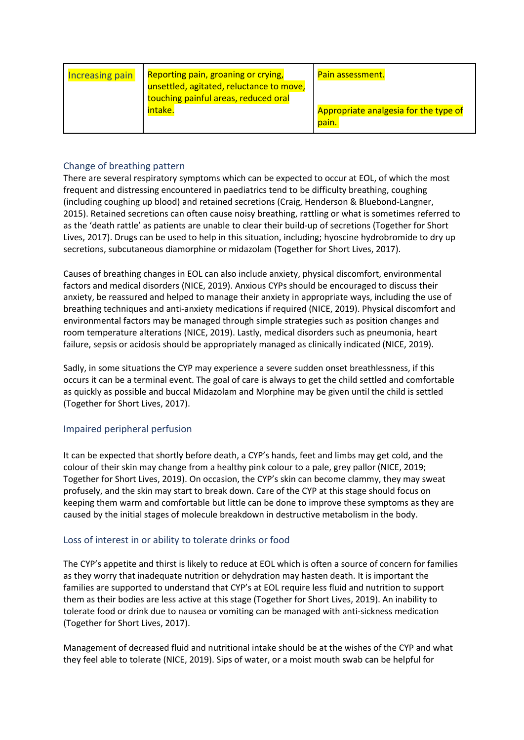| Increasing pain | Reporting pain, groaning or crying, unsettled, agitated, reluctance to move, touching painful areas, reduced oral intake. | Pain assessment.<br><br>Appropriate analgesia for the type of pain. |
|---|---|---|

### Change of breathing pattern

There are several respiratory symptoms which can be expected to occur at EOL, of which the most frequent and distressing encountered in paediatrics tend to be difficulty breathing, coughing (including coughing up blood) and retained secretions (Craig, Henderson & Bluebond-Langner, 2015). Retained secretions can often cause noisy breathing, rattling or what is sometimes referred to as the 'death rattle' as patients are unable to clear their build-up of secretions (Together for Short Lives, 2017). Drugs can be used to help in this situation, including; hyoscine hydrobromide to dry up secretions, subcutaneous diamorphine or midazolam (Together for Short Lives, 2017).

Causes of breathing changes in EOL can also include anxiety, physical discomfort, environmental factors and medical disorders (NICE, 2019). Anxious CYPs should be encouraged to discuss their anxiety, be reassured and helped to manage their anxiety in appropriate ways, including the use of breathing techniques and anti-anxiety medications if required (NICE, 2019). Physical discomfort and environmental factors may be managed through simple strategies such as position changes and room temperature alterations (NICE, 2019). Lastly, medical disorders such as pneumonia, heart failure, sepsis or acidosis should be appropriately managed as clinically indicated (NICE, 2019).

Sadly, in some situations the CYP may experience a severe sudden onset breathlessness, if this occurs it can be a terminal event. The goal of care is always to get the child settled and comfortable as quickly as possible and buccal Midazolam and Morphine may be given until the child is settled (Together for Short Lives, 2017).

### Impaired peripheral perfusion

It can be expected that shortly before death, a CYP's hands, feet and limbs may get cold, and the colour of their skin may change from a healthy pink colour to a pale, grey pallor (NICE, 2019; Together for Short Lives, 2019). On occasion, the CYP's skin can become clammy, they may sweat profusely, and the skin may start to break down. Care of the CYP at this stage should focus on keeping them warm and comfortable but little can be done to improve these symptoms as they are caused by the initial stages of molecule breakdown in destructive metabolism in the body.

### Loss of interest in or ability to tolerate drinks or food

The CYP's appetite and thirst is likely to reduce at EOL which is often a source of concern for families as they worry that inadequate nutrition or dehydration may hasten death. It is important the families are supported to understand that CYP's at EOL require less fluid and nutrition to support them as their bodies are less active at this stage (Together for Short Lives, 2019). An inability to tolerate food or drink due to nausea or vomiting can be managed with anti-sickness medication (Together for Short Lives, 2017).

Management of decreased fluid and nutritional intake should be at the wishes of the CYP and what they feel able to tolerate (NICE, 2019). Sips of water, or a moist mouth swab can be helpful for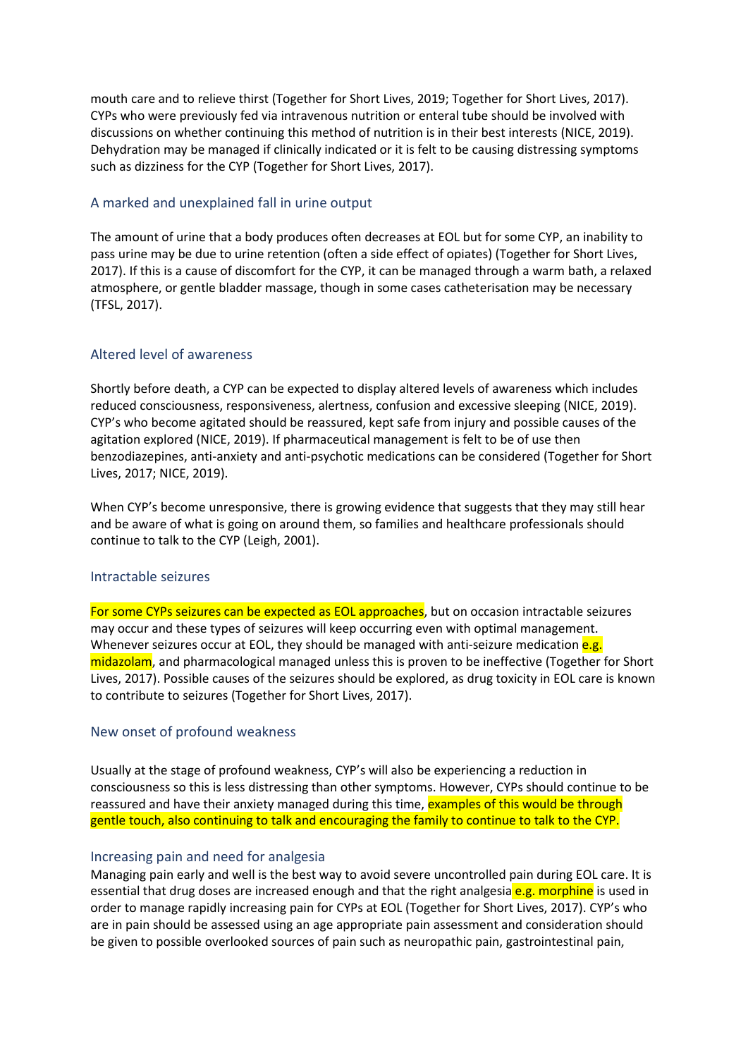mouth care and to relieve thirst (Together for Short Lives, 2019; Together for Short Lives, 2017). CYPs who were previously fed via intravenous nutrition or enteral tube should be involved with discussions on whether continuing this method of nutrition is in their best interests (NICE, 2019). Dehydration may be managed if clinically indicated or it is felt to be causing distressing symptoms such as dizziness for the CYP (Together for Short Lives, 2017).

### A marked and unexplained fall in urine output

The amount of urine that a body produces often decreases at EOL but for some CYP, an inability to pass urine may be due to urine retention (often a side effect of opiates) (Together for Short Lives, 2017). If this is a cause of discomfort for the CYP, it can be managed through a warm bath, a relaxed atmosphere, or gentle bladder massage, though in some cases catheterisation may be necessary (TFSL, 2017).

### Altered level of awareness

Shortly before death, a CYP can be expected to display altered levels of awareness which includes reduced consciousness, responsiveness, alertness, confusion and excessive sleeping (NICE, 2019). CYP's who become agitated should be reassured, kept safe from injury and possible causes of the agitation explored (NICE, 2019). If pharmaceutical management is felt to be of use then benzodiazepines, anti-anxiety and anti-psychotic medications can be considered (Together for Short Lives, 2017; NICE, 2019).

When CYP's become unresponsive, there is growing evidence that suggests that they may still hear and be aware of what is going on around them, so families and healthcare professionals should continue to talk to the CYP (Leigh, 2001).

### Intractable seizures

For some CYPs seizures can be expected as EOL approaches, but on occasion intractable seizures may occur and these types of seizures will keep occurring even with optimal management. Whenever seizures occur at EOL, they should be managed with anti-seizure medication e.g. midazolam, and pharmacological managed unless this is proven to be ineffective (Together for Short Lives, 2017). Possible causes of the seizures should be explored, as drug toxicity in EOL care is known to contribute to seizures (Together for Short Lives, 2017).

### New onset of profound weakness

Usually at the stage of profound weakness, CYP's will also be experiencing a reduction in consciousness so this is less distressing than other symptoms. However, CYPs should continue to be reassured and have their anxiety managed during this time, examples of this would be through gentle touch, also continuing to talk and encouraging the family to continue to talk to the CYP.

### Increasing pain and need for analgesia

Managing pain early and well is the best way to avoid severe uncontrolled pain during EOL care. It is essential that drug doses are increased enough and that the right analgesia e.g. morphine is used in order to manage rapidly increasing pain for CYPs at EOL (Together for Short Lives, 2017). CYP's who are in pain should be assessed using an age appropriate pain assessment and consideration should be given to possible overlooked sources of pain such as neuropathic pain, gastrointestinal pain,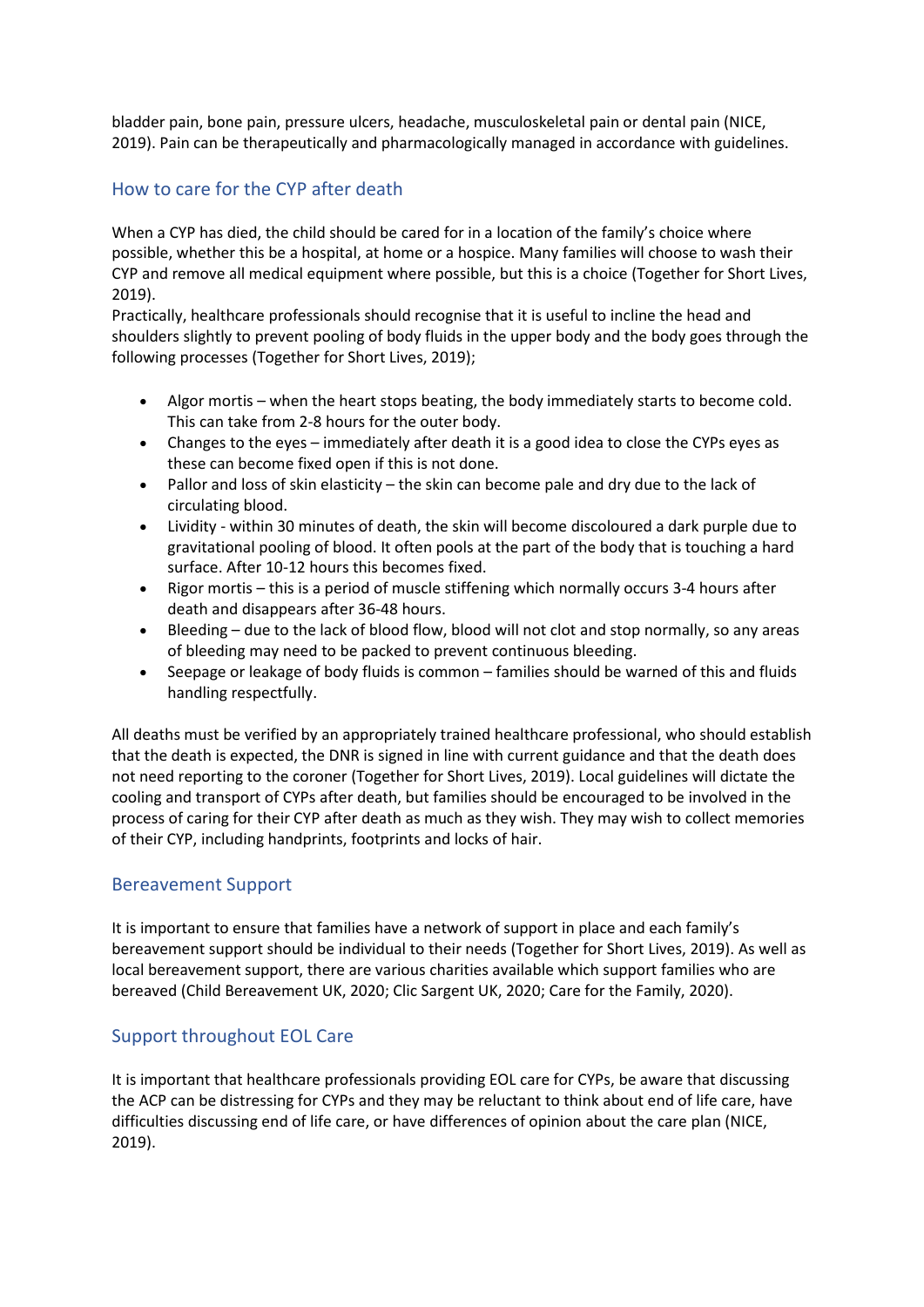bladder pain, bone pain, pressure ulcers, headache, musculoskeletal pain or dental pain (NICE, 2019). Pain can be therapeutically and pharmacologically managed in accordance with guidelines.

## How to care for the CYP after death

When a CYP has died, the child should be cared for in a location of the family's choice where possible, whether this be a hospital, at home or a hospice. Many families will choose to wash their CYP and remove all medical equipment where possible, but this is a choice (Together for Short Lives, 2019).
Practically, healthcare professionals should recognise that it is useful to incline the head and shoulders slightly to prevent pooling of body fluids in the upper body and the body goes through the following processes (Together for Short Lives, 2019);

- Algor mortis – when the heart stops beating, the body immediately starts to become cold. This can take from 2-8 hours for the outer body.
- Changes to the eyes – immediately after death it is a good idea to close the CYPs eyes as these can become fixed open if this is not done.
- Pallor and loss of skin elasticity – the skin can become pale and dry due to the lack of circulating blood.
- Lividity - within 30 minutes of death, the skin will become discoloured a dark purple due to gravitational pooling of blood. It often pools at the part of the body that is touching a hard surface. After 10-12 hours this becomes fixed.
- Rigor mortis – this is a period of muscle stiffening which normally occurs 3-4 hours after death and disappears after 36-48 hours.
- Bleeding – due to the lack of blood flow, blood will not clot and stop normally, so any areas of bleeding may need to be packed to prevent continuous bleeding.
- Seepage or leakage of body fluids is common – families should be warned of this and fluids handling respectfully.

All deaths must be verified by an appropriately trained healthcare professional, who should establish that the death is expected, the DNR is signed in line with current guidance and that the death does not need reporting to the coroner (Together for Short Lives, 2019). Local guidelines will dictate the cooling and transport of CYPs after death, but families should be encouraged to be involved in the process of caring for their CYP after death as much as they wish. They may wish to collect memories of their CYP, including handprints, footprints and locks of hair.

## Bereavement Support

It is important to ensure that families have a network of support in place and each family's bereavement support should be individual to their needs (Together for Short Lives, 2019). As well as local bereavement support, there are various charities available which support families who are bereaved (Child Bereavement UK, 2020; Clic Sargent UK, 2020; Care for the Family, 2020).

## Support throughout EOL Care

It is important that healthcare professionals providing EOL care for CYPs, be aware that discussing the ACP can be distressing for CYPs and they may be reluctant to think about end of life care, have difficulties discussing end of life care, or have differences of opinion about the care plan (NICE, 2019).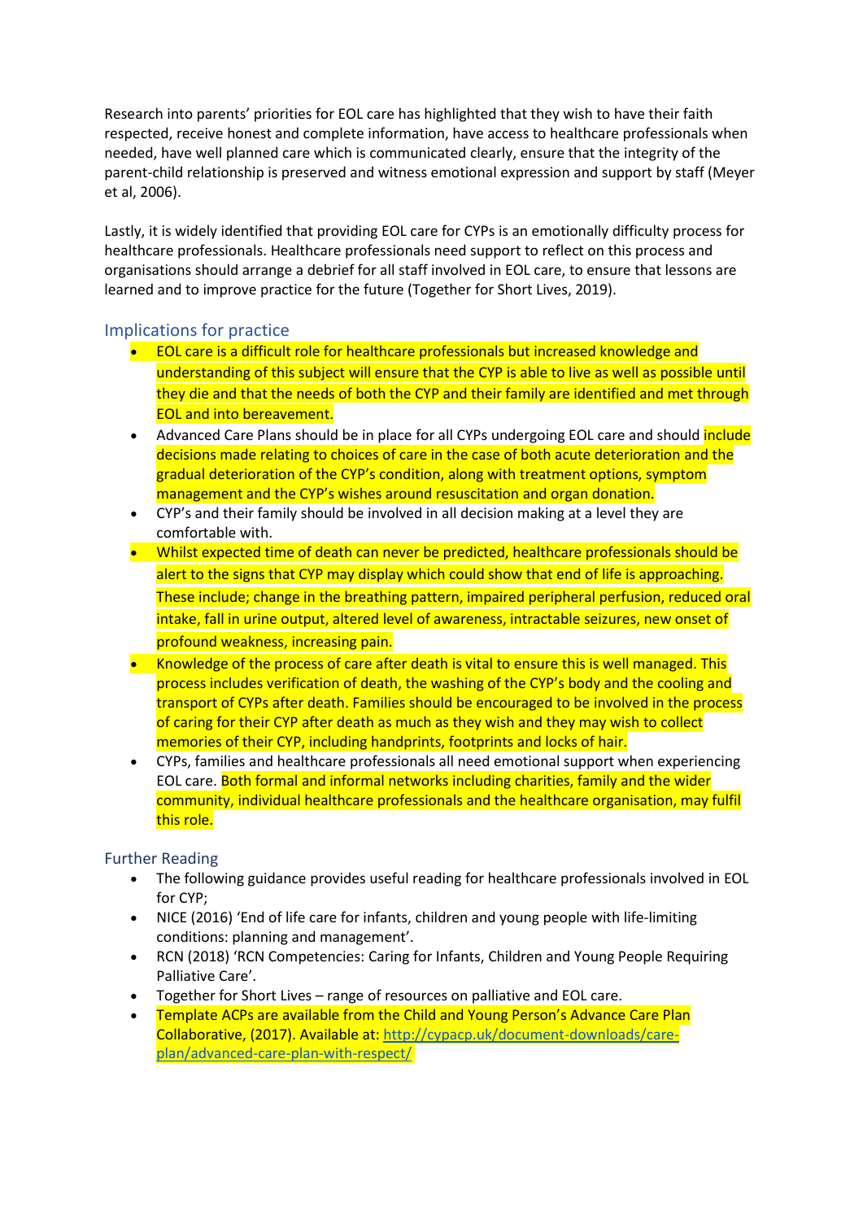Research into parents' priorities for EOL care has highlighted that they wish to have their faith respected, receive honest and complete information, have access to healthcare professionals when needed, have well planned care which is communicated clearly, ensure that the integrity of the parent-child relationship is preserved and witness emotional expression and support by staff (Meyer et al, 2006).

Lastly, it is widely identified that providing EOL care for CYPs is an emotionally difficulty process for healthcare professionals. Healthcare professionals need support to reflect on this process and organisations should arrange a debrief for all staff involved in EOL care, to ensure that lessons are learned and to improve practice for the future (Together for Short Lives, 2019).

## Implications for practice

- EOL care is a difficult role for healthcare professionals but increased knowledge and understanding of this subject will ensure that the CYP is able to live as well as possible until they die and that the needs of both the CYP and their family are identified and met through EOL and into bereavement.
- Advanced Care Plans should be in place for all CYPs undergoing EOL care and should include decisions made relating to choices of care in the case of both acute deterioration and the gradual deterioration of the CYP's condition, along with treatment options, symptom management and the CYP's wishes around resuscitation and organ donation.
- CYP's and their family should be involved in all decision making at a level they are comfortable with.
- Whilst expected time of death can never be predicted, healthcare professionals should be alert to the signs that CYP may display which could show that end of life is approaching. These include; change in the breathing pattern, impaired peripheral perfusion, reduced oral intake, fall in urine output, altered level of awareness, intractable seizures, new onset of profound weakness, increasing pain.
- Knowledge of the process of care after death is vital to ensure this is well managed. This process includes verification of death, the washing of the CYP's body and the cooling and transport of CYPs after death. Families should be encouraged to be involved in the process of caring for their CYP after death as much as they wish and they may wish to collect memories of their CYP, including handprints, footprints and locks of hair.
- CYPs, families and healthcare professionals all need emotional support when experiencing EOL care. Both formal and informal networks including charities, family and the wider community, individual healthcare professionals and the healthcare organisation, may fulfil this role.

## Further Reading

- The following guidance provides useful reading for healthcare professionals involved in EOL for CYP;
- NICE (2016) 'End of life care for infants, children and young people with life-limiting conditions: planning and management'.
- RCN (2018) 'RCN Competencies: Caring for Infants, Children and Young People Requiring Palliative Care'.
- Together for Short Lives – range of resources on palliative and EOL care.
- Template ACPs are available from the Child and Young Person's Advance Care Plan Collaborative, (2017). Available at: [http://cypacp.uk/document-downloads/care-plan/advanced-care-plan-with-respect/](http://cypacp.uk/document-downloads/care-plan/advanced-care-plan-with-respect/)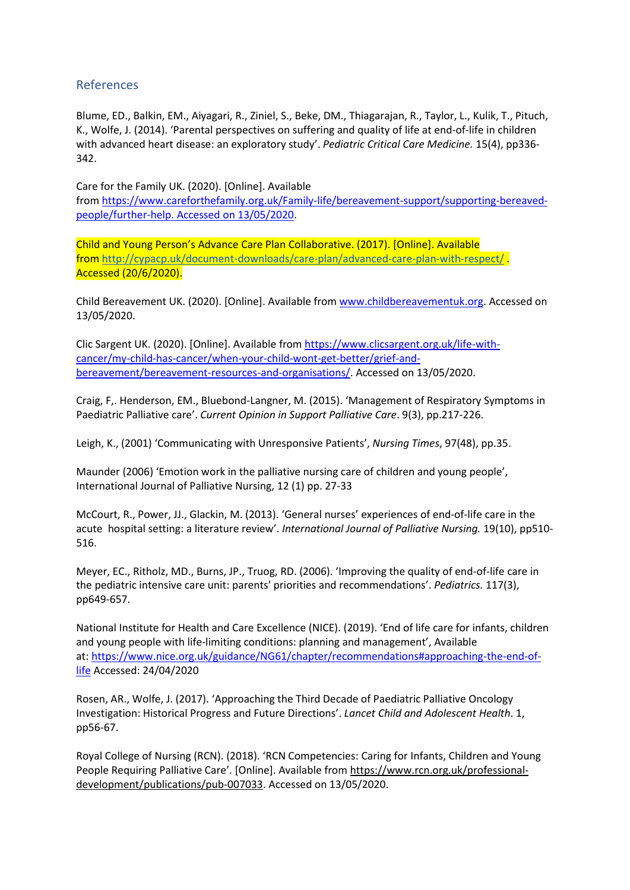## References

Blume, ED., Balkin, EM., Aiyagari, R., Ziniel, S., Beke, DM., Thiagarajan, R., Taylor, L., Kulik, T., Pituch, K., Wolfe, J. (2014). 'Parental perspectives on suffering and quality of life at end-of-life in children with advanced heart disease: an exploratory study'. *Pediatric Critical Care Medicine.* 15(4), pp336-342.

Care for the Family UK. (2020). [Online]. Available from https://www.careforthefamily.org.uk/Family-life/bereavement-support/supporting-bereaved-people/further-help. Accessed on 13/05/2020.

Child and Young Person's Advance Care Plan Collaborative. (2017). [Online]. Available from http://cypacp.uk/document-downloads/care-plan/advanced-care-plan-with-respect/ . Accessed (20/6/2020).

Child Bereavement UK. (2020). [Online]. Available from www.childbereavementuk.org. Accessed on 13/05/2020.

Clic Sargent UK. (2020). [Online]. Available from https://www.clicsargent.org.uk/life-with-cancer/my-child-has-cancer/when-your-child-wont-get-better/grief-and-bereavement/bereavement-resources-and-organisations/. Accessed on 13/05/2020.

Craig, F,. Henderson, EM., Bluebond-Langner, M. (2015). 'Management of Respiratory Symptoms in Paediatric Palliative care'. *Current Opinion in Support Palliative Care*. 9(3), pp.217-226.

Leigh, K., (2001) 'Communicating with Unresponsive Patients', *Nursing Times*, 97(48), pp.35.

Maunder (2006) 'Emotion work in the palliative nursing care of children and young people', International Journal of Palliative Nursing, 12 (1) pp. 27-33

McCourt, R., Power, JJ., Glackin, M. (2013). 'General nurses' experiences of end-of-life care in the acute hospital setting: a literature review'. *International Journal of Palliative Nursing.* 19(10), pp510-516.

Meyer, EC., Ritholz, MD., Burns, JP., Truog, RD. (2006). 'Improving the quality of end-of-life care in the pediatric intensive care unit: parents' priorities and recommendations'. *Pediatrics.* 117(3), pp649-657.

National Institute for Health and Care Excellence (NICE). (2019). 'End of life care for infants, children and young people with life-limiting conditions: planning and management', Available at: https://www.nice.org.uk/guidance/NG61/chapter/recommendations#approaching-the-end-of-life Accessed: 24/04/2020

Rosen, AR., Wolfe, J. (2017). 'Approaching the Third Decade of Paediatric Palliative Oncology Investigation: Historical Progress and Future Directions'. *Lancet Child and Adolescent Health*. 1, pp56-67.

Royal College of Nursing (RCN). (2018). 'RCN Competencies: Caring for Infants, Children and Young People Requiring Palliative Care'. [Online]. Available from https://www.rcn.org.uk/professional-development/publications/pub-007033. Accessed on 13/05/2020.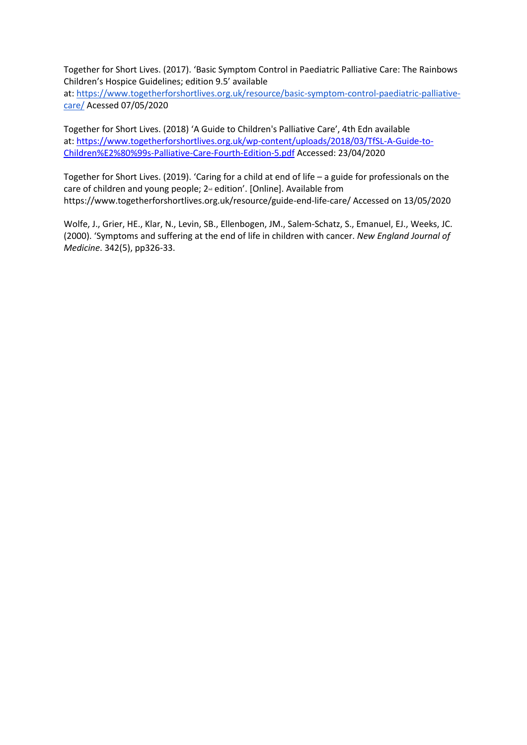Together for Short Lives. (2017). 'Basic Symptom Control in Paediatric Palliative Care: The Rainbows Children's Hospice Guidelines; edition 9.5' available at: [https://www.togetherforshortlives.org.uk/resource/basic-symptom-control-paediatric-palliative-care/](https://www.togetherforshortlives.org.uk/resource/basic-symptom-control-paediatric-palliative-care/) Acessed 07/05/2020

Together for Short Lives. (2018) 'A Guide to Children's Palliative Care', 4th Edn available at: [https://www.togetherforshortlives.org.uk/wp-content/uploads/2018/03/TfSL-A-Guide-to-Children%E2%80%99s-Palliative-Care-Fourth-Edition-5.pdf](https://www.togetherforshortlives.org.uk/wp-content/uploads/2018/03/TfSL-A-Guide-to-Children%E2%80%99s-Palliative-Care-Fourth-Edition-5.pdf) Accessed: 23/04/2020

Together for Short Lives. (2019). 'Caring for a child at end of life – a guide for professionals on the care of children and young people; 2nd edition'. [Online]. Available from https://www.togetherforshortlives.org.uk/resource/guide-end-life-care/ Accessed on 13/05/2020

Wolfe, J., Grier, HE., Klar, N., Levin, SB., Ellenbogen, JM., Salem-Schatz, S., Emanuel, EJ., Weeks, JC. (2000). 'Symptoms and suffering at the end of life in children with cancer. *New England Journal of Medicine*. 342(5), pp326-33.